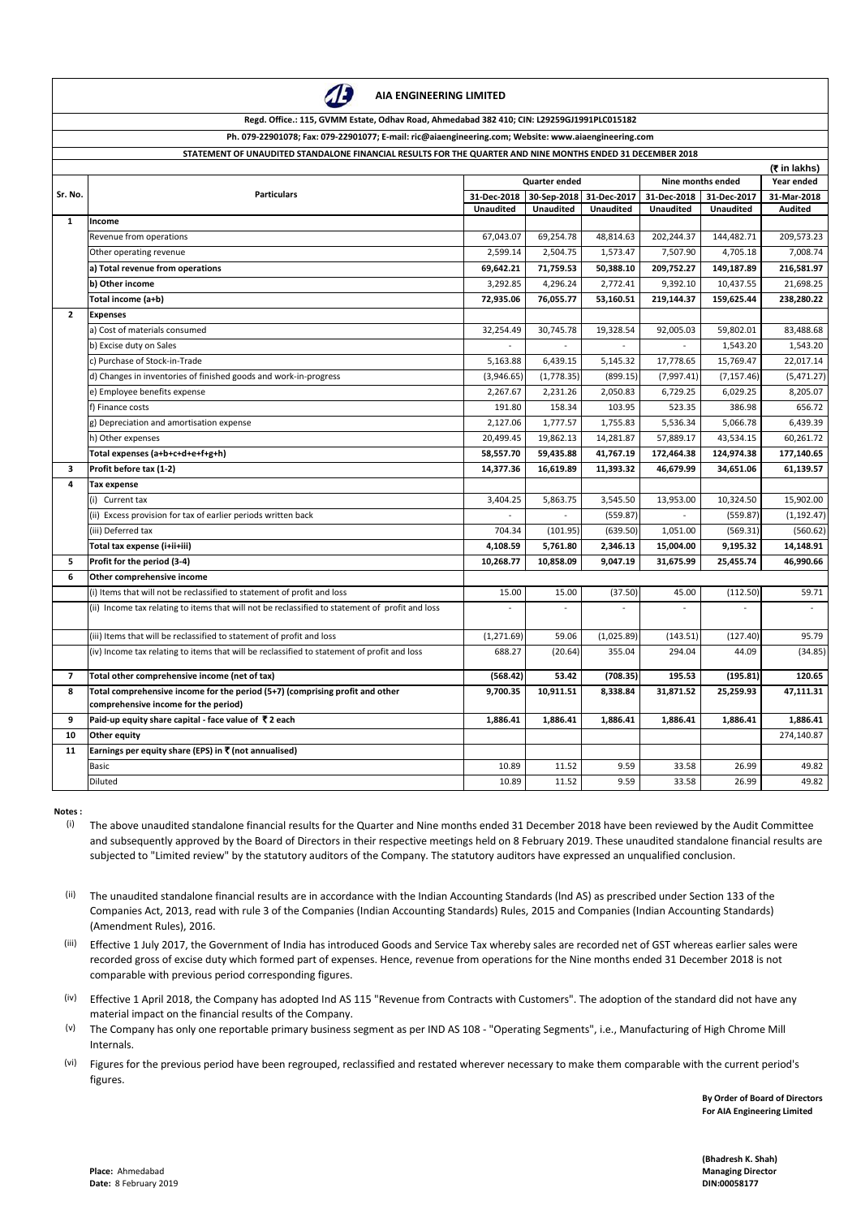# AIA ENGINEERING LIMITED

**Regd. Office.: 115, GVMM Estate, Odhav Road, Ahmedabad 382 410; CIN: L29259GJ1991PLC015182**

**Ph. 079-22901078; Fax: 079-22901077; E-mail: ric@aiaengineering.com; Website: www.aiaengineering.com**

**STATEMENT OF UNAUDITED STANDALONE FINANCIAL RESULTS FOR THE QUARTER AND NINE MONTHS ENDED 31 DECEMBER 2018**

(₹ in lakhs)

| Sr. No. | Particulars | Quarter ended | | | Nine months ended | | Year ended |
|---|---|---|---|---|---|---|---|
| | | 31-Dec-2018 | 30-Sep-2018 | 31-Dec-2017 | 31-Dec-2018 | 31-Dec-2017 | 31-Mar-2018 |
| | | Unaudited | Unaudited | Unaudited | Unaudited | Unaudited | Audited |
| **1** | **Income** | | | | | | |
| | Revenue from operations | 67,043.07 | 69,254.78 | 48,814.63 | 202,244.37 | 144,482.71 | 209,573.23 |
| | Other operating revenue | 2,599.14 | 2,504.75 | 1,573.47 | 7,507.90 | 4,705.18 | 7,008.74 |
| | **a) Total revenue from operations** | **69,642.21** | **71,759.53** | **50,388.10** | **209,752.27** | **149,187.89** | **216,581.97** |
| | **b) Other income** | 3,292.85 | 4,296.24 | 2,772.41 | 9,392.10 | 10,437.55 | 21,698.25 |
| | **Total income (a+b)** | **72,935.06** | **76,055.77** | **53,160.51** | **219,144.37** | **159,625.44** | **238,280.22** |
| **2** | **Expenses** | | | | | | |
| | a) Cost of materials consumed | 32,254.49 | 30,745.78 | 19,328.54 | 92,005.03 | 59,802.01 | 83,488.68 |
| | b) Excise duty on Sales | - | - | - | - | 1,543.20 | 1,543.20 |
| | c) Purchase of Stock-in-Trade | 5,163.88 | 6,439.15 | 5,145.32 | 17,778.65 | 15,769.47 | 22,017.14 |
| | d) Changes in inventories of finished goods and work-in-progress | (3,946.65) | (1,778.35) | (899.15) | (7,997.41) | (7,157.46) | (5,471.27) |
| | e) Employee benefits expense | 2,267.67 | 2,231.26 | 2,050.83 | 6,729.25 | 6,029.25 | 8,205.07 |
| | f) Finance costs | 191.80 | 158.34 | 103.95 | 523.35 | 386.98 | 656.72 |
| | g) Depreciation and amortisation expense | 2,127.06 | 1,777.57 | 1,755.83 | 5,536.34 | 5,066.78 | 6,439.39 |
| | h) Other expenses | 20,499.45 | 19,862.13 | 14,281.87 | 57,889.17 | 43,534.15 | 60,261.72 |
| | **Total expenses (a+b+c+d+e+f+g+h)** | **58,557.70** | **59,435.88** | **41,767.19** | **172,464.38** | **124,974.38** | **177,140.65** |
| **3** | **Profit before tax (1-2)** | **14,377.36** | **16,619.89** | **11,393.32** | **46,679.99** | **34,651.06** | **61,139.57** |
| **4** | **Tax expense** | | | | | | |
| | (i) Current tax | 3,404.25 | 5,863.75 | 3,545.50 | 13,953.00 | 10,324.50 | 15,902.00 |
| | (ii) Excess provision for tax of earlier periods written back | - | - | (559.87) | - | (559.87) | (1,192.47) |
| | (iii) Deferred tax | 704.34 | (101.95) | (639.50) | 1,051.00 | (569.31) | (560.62) |
| | **Total tax expense (i+ii+iii)** | **4,108.59** | **5,761.80** | **2,346.13** | **15,004.00** | **9,195.32** | **14,148.91** |
| **5** | **Profit for the period (3-4)** | **10,268.77** | **10,858.09** | **9,047.19** | **31,675.99** | **25,455.74** | **46,990.66** |
| **6** | **Other comprehensive income** | | | | | | |
| | (i) Items that will not be reclassified to statement of profit and loss | 15.00 | 15.00 | (37.50) | 45.00 | (112.50) | 59.71 |
| | (ii) Income tax relating to items that will not be reclassified to statement of profit and loss | - | - | - | - | - | - |
| | (iii) Items that will be reclassified to statement of profit and loss | (1,271.69) | 59.06 | (1,025.89) | (143.51) | (127.40) | 95.79 |
| | (iv) Income tax relating to items that will be reclassified to statement of profit and loss | 688.27 | (20.64) | 355.04 | 294.04 | 44.09 | (34.85) |
| **7** | **Total other comprehensive income (net of tax)** | **(568.42)** | **53.42** | **(708.35)** | **195.53** | **(195.81)** | **120.65** |
| **8** | **Total comprehensive income for the period (5+7) (comprising profit and other comprehensive income for the period)** | **9,700.35** | **10,911.51** | **8,338.84** | **31,871.52** | **25,259.93** | **47,111.31** |
| **9** | **Paid-up equity share capital - face value of ₹ 2 each** | **1,886.41** | **1,886.41** | **1,886.41** | **1,886.41** | **1,886.41** | **1,886.41** |
| **10** | **Other equity** | | | | | | 274,140.87 |
| **11** | **Earnings per equity share (EPS) in ₹ (not annualised)** | | | | | | |
| | Basic | 10.89 | 11.52 | 9.59 | 33.58 | 26.99 | 49.82 |
| | Diluted | 10.89 | 11.52 | 9.59 | 33.58 | 26.99 | 49.82 |

**Notes :**

(i) The above unaudited standalone financial results for the Quarter and Nine months ended 31 December 2018 have been reviewed by the Audit Committee and subsequently approved by the Board of Directors in their respective meetings held on 8 February 2019. These unaudited standalone financial results are subjected to "Limited review" by the statutory auditors of the Company. The statutory auditors have expressed an unqualified conclusion.

(ii) The unaudited standalone financial results are in accordance with the Indian Accounting Standards (lnd AS) as prescribed under Section 133 of the Companies Act, 2013, read with rule 3 of the Companies (Indian Accounting Standards) Rules, 2015 and Companies (Indian Accounting Standards) (Amendment Rules), 2016.

(iii) Effective 1 July 2017, the Government of India has introduced Goods and Service Tax whereby sales are recorded net of GST whereas earlier sales were recorded gross of excise duty which formed part of expenses. Hence, revenue from operations for the Nine months ended 31 December 2018 is not comparable with previous period corresponding figures.

(iv) Effective 1 April 2018, the Company has adopted Ind AS 115 "Revenue from Contracts with Customers". The adoption of the standard did not have any material impact on the financial results of the Company.

(v) The Company has only one reportable primary business segment as per IND AS 108 - "Operating Segments", i.e., Manufacturing of High Chrome Mill Internals.

(vi) Figures for the previous period have been regrouped, reclassified and restated wherever necessary to make them comparable with the current period's figures.

**By Order of Board of Directors**
**For AIA Engineering Limited**

**(Bhadresh K. Shah)**
**Managing Director**
**DIN:00058177**

**Place:** Ahmedabad
**Date:** 8 February 2019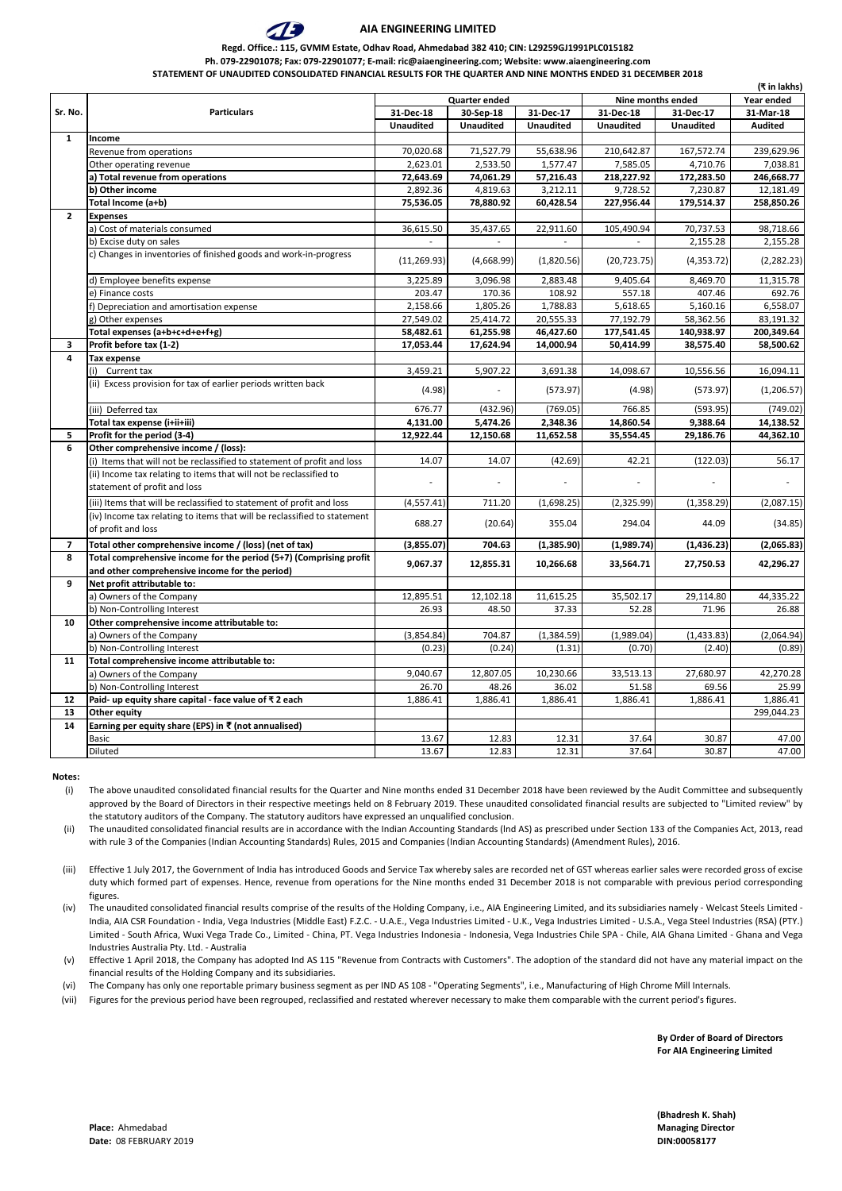# AIA ENGINEERING LIMITED

**Regd. Office.: 115, GVMM Estate, Odhav Road, Ahmedabad 382 410; CIN: L29259GJ1991PLC015182**

**Ph. 079-22901078; Fax: 079-22901077; E-mail: ric@aiaengineering.com; Website: www.aiaengineering.com**

**STATEMENT OF UNAUDITED CONSOLIDATED FINANCIAL RESULTS FOR THE QUARTER AND NINE MONTHS ENDED 31 DECEMBER 2018**

(₹ in lakhs)

| Sr. No. | Particulars | Quarter ended | | | Nine months ended | | Year ended |
|---|---|---|---|---|---|---|---|
| | | 31-Dec-18 | 30-Sep-18 | 31-Dec-17 | 31-Dec-18 | 31-Dec-17 | 31-Mar-18 |
| | | Unaudited | Unaudited | Unaudited | Unaudited | Unaudited | Audited |
| 1 | **Income** | | | | | | |
| | Revenue from operations | 70,020.68 | 71,527.79 | 55,638.96 | 210,642.87 | 167,572.74 | 239,629.96 |
| | Other operating revenue | 2,623.01 | 2,533.50 | 1,577.47 | 7,585.05 | 4,710.76 | 7,038.81 |
| | **a) Total revenue from operations** | **72,643.69** | **74,061.29** | **57,216.43** | **218,227.92** | **172,283.50** | **246,668.77** |
| | **b) Other income** | **2,892.36** | **4,819.63** | **3,212.11** | **9,728.52** | **7,230.87** | **12,181.49** |
| | **Total Income (a+b)** | **75,536.05** | **78,880.92** | **60,428.54** | **227,956.44** | **179,514.37** | **258,850.26** |
| 2 | **Expenses** | | | | | | |
| | a) Cost of materials consumed | 36,615.50 | 35,437.65 | 22,911.60 | 105,490.94 | 70,737.53 | 98,718.66 |
| | b) Excise duty on sales | - | - | - | - | 2,155.28 | 2,155.28 |
| | c) Changes in inventories of finished goods and work-in-progress | (11,269.93) | (4,668.99) | (1,820.56) | (20,723.75) | (4,353.72) | (2,282.23) |
| | d) Employee benefits expense | 3,225.89 | 3,096.98 | 2,883.48 | 9,405.64 | 8,469.70 | 11,315.78 |
| | e) Finance costs | 203.47 | 170.36 | 108.92 | 557.18 | 407.46 | 692.76 |
| | f) Depreciation and amortisation expense | 2,158.66 | 1,805.26 | 1,788.83 | 5,618.65 | 5,160.16 | 6,558.07 |
| | g) Other expenses | 27,549.02 | 25,414.72 | 20,555.33 | 77,192.79 | 58,362.56 | 83,191.32 |
| | **Total expenses (a+b+c+d+e+f+g)** | **58,482.61** | **61,255.98** | **46,427.60** | **177,541.45** | **140,938.97** | **200,349.64** |
| 3 | **Profit before tax (1-2)** | **17,053.44** | **17,624.94** | **14,000.94** | **50,414.99** | **38,575.40** | **58,500.62** |
| 4 | **Tax expense** | | | | | | |
| | (i) Current tax | 3,459.21 | 5,907.22 | 3,691.38 | 14,098.67 | 10,556.56 | 16,094.11 |
| | (ii) Excess provision for tax of earlier periods written back | (4.98) | - | (573.97) | (4.98) | (573.97) | (1,206.57) |
| | (iii) Deferred tax | 676.77 | (432.96) | (769.05) | 766.85 | (593.95) | (749.02) |
| | **Total tax expense (i+ii+iii)** | **4,131.00** | **5,474.26** | **2,348.36** | **14,860.54** | **9,388.64** | **14,138.52** |
| 5 | **Profit for the period (3-4)** | **12,922.44** | **12,150.68** | **11,652.58** | **35,554.45** | **29,186.76** | **44,362.10** |
| 6 | **Other comprehensive income / (loss):** | | | | | | |
| | (i) Items that will not be reclassified to statement of profit and loss | 14.07 | 14.07 | (42.69) | 42.21 | (122.03) | 56.17 |
| | (ii) Income tax relating to items that will not be reclassified to statement of profit and loss | - | - | - | - | - | - |
| | (iii) Items that will be reclassified to statement of profit and loss | (4,557.41) | 711.20 | (1,698.25) | (2,325.99) | (1,358.29) | (2,087.15) |
| | (iv) Income tax relating to items that will be reclassified to statement of profit and loss | 688.27 | (20.64) | 355.04 | 294.04 | 44.09 | (34.85) |
| 7 | **Total other comprehensive income / (loss) (net of tax)** | **(3,855.07)** | **704.63** | **(1,385.90)** | **(1,989.74)** | **(1,436.23)** | **(2,065.83)** |
| 8 | **Total comprehensive income for the period (5+7) (Comprising profit and other comprehensive income for the period)** | **9,067.37** | **12,855.31** | **10,266.68** | **33,564.71** | **27,750.53** | **42,296.27** |
| 9 | **Net profit attributable to:** | | | | | | |
| | a) Owners of the Company | 12,895.51 | 12,102.18 | 11,615.25 | 35,502.17 | 29,114.80 | 44,335.22 |
| | b) Non-Controlling Interest | 26.93 | 48.50 | 37.33 | 52.28 | 71.96 | 26.88 |
| 10 | **Other comprehensive income attributable to:** | | | | | | |
| | a) Owners of the Company | (3,854.84) | 704.87 | (1,384.59) | (1,989.04) | (1,433.83) | (2,064.94) |
| | b) Non-Controlling Interest | (0.23) | (0.24) | (1.31) | (0.70) | (2.40) | (0.89) |
| 11 | **Total comprehensive income attributable to:** | | | | | | |
| | a) Owners of the Company | 9,040.67 | 12,807.05 | 10,230.66 | 33,513.13 | 27,680.97 | 42,270.28 |
| | b) Non-Controlling Interest | 26.70 | 48.26 | 36.02 | 51.58 | 69.56 | 25.99 |
| 12 | **Paid- up equity share capital - face value of ₹ 2 each** | 1,886.41 | 1,886.41 | 1,886.41 | 1,886.41 | 1,886.41 | 1,886.41 |
| 13 | **Other equity** | | | | | | 299,044.23 |
| 14 | **Earning per equity share (EPS) in ₹ (not annualised)** | | | | | | |
| | Basic | 13.67 | 12.83 | 12.31 | 37.64 | 30.87 | 47.00 |
| | Diluted | 13.67 | 12.83 | 12.31 | 37.64 | 30.87 | 47.00 |

**Notes:**

(i) The above unaudited consolidated financial results for the Quarter and Nine months ended 31 December 2018 have been reviewed by the Audit Committee and subsequently approved by the Board of Directors in their respective meetings held on 8 February 2019. These unaudited consolidated financial results are subjected to "Limited review" by the statutory auditors of the Company. The statutory auditors have expressed an unqualified conclusion.

(ii) The unaudited consolidated financial results are in accordance with the Indian Accounting Standards (Ind AS) as prescribed under Section 133 of the Companies Act, 2013, read with rule 3 of the Companies (Indian Accounting Standards) Rules, 2015 and Companies (Indian Accounting Standards) (Amendment Rules), 2016.

(iii) Effective 1 July 2017, the Government of India has introduced Goods and Service Tax whereby sales are recorded net of GST whereas earlier sales were recorded gross of excise duty which formed part of expenses. Hence, revenue from operations for the Nine months ended 31 December 2018 is not comparable with previous period corresponding figures.

(iv) The unaudited consolidated financial results comprise of the results of the Holding Company, i.e., AIA Engineering Limited, and its subsidiaries namely - Welcast Steels Limited - India, AIA CSR Foundation - India, Vega Industries (Middle East) F.Z.C. - U.A.E., Vega Industries Limited - U.K., Vega Industries Limited - U.S.A., Vega Steel Industries (RSA) (PTY.) Limited - South Africa, Wuxi Vega Trade Co., Limited - China, PT. Vega Industries Indonesia - Indonesia, Vega Industries Chile SPA - Chile, AIA Ghana Limited - Ghana and Vega Industries Australia Pty. Ltd. - Australia

(v) Effective 1 April 2018, the Company has adopted Ind AS 115 "Revenue from Contracts with Customers". The adoption of the standard did not have any material impact on the financial results of the Holding Company and its subsidiaries.

(vi) The Company has only one reportable primary business segment as per IND AS 108 - "Operating Segments", i.e., Manufacturing of High Chrome Mill Internals.

(vii) Figures for the previous period have been regrouped, reclassified and restated wherever necessary to make them comparable with the current period's figures.

**By Order of Board of Directors**
**For AIA Engineering Limited**

**Place:** Ahmedabad
**Date:** 08 FEBRUARY 2019

**(Bhadresh K. Shah)**
**Managing Director**
**DIN:00058177**